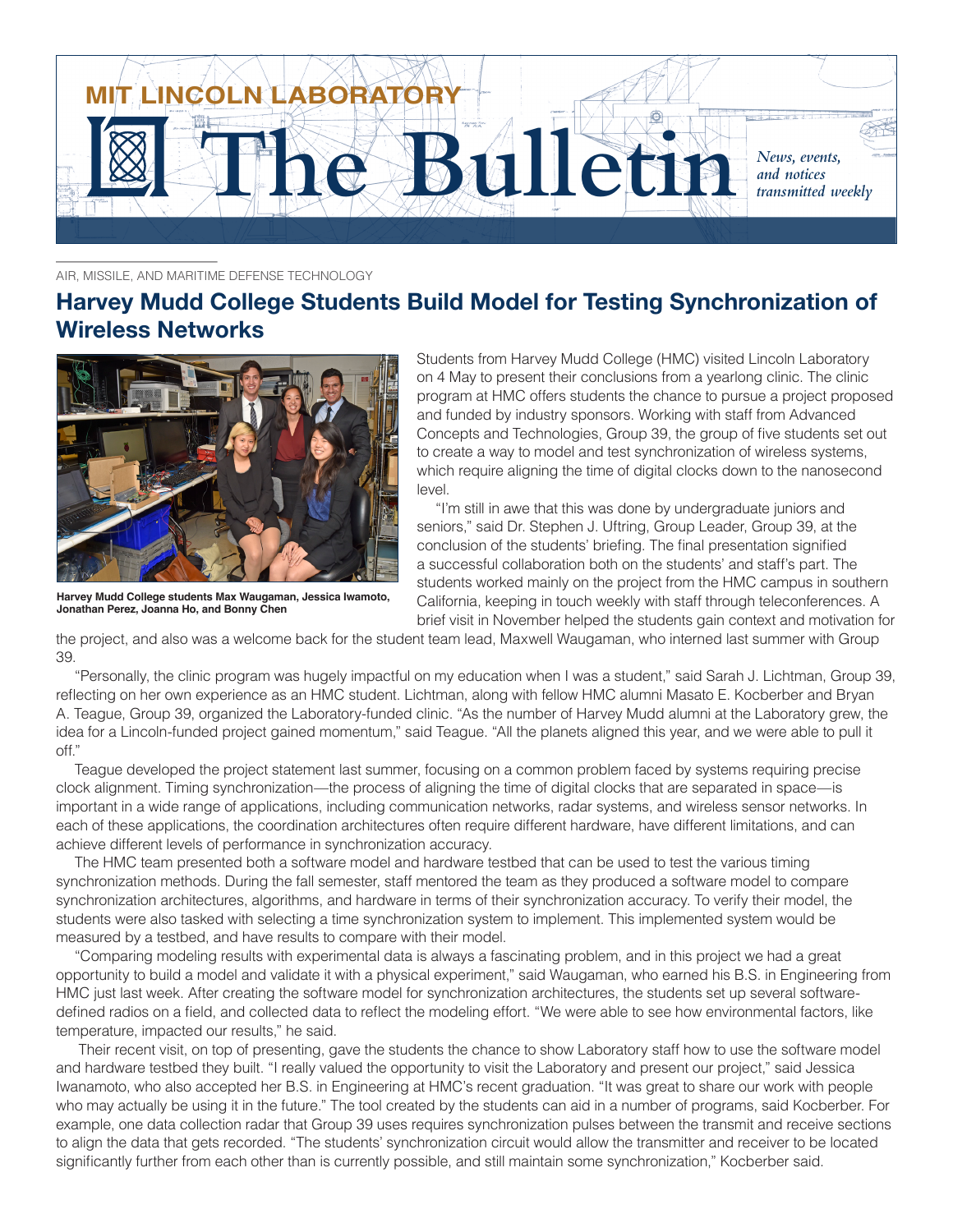# MIT LINCOLN LABORATORY

# The Bulletin

*News, events, and notices transmitted weekly*

AIR, MISSILE, AND MARITIME DEFENSE TECHNOLOGY

## Harvey Mudd College Students Build Model for Testing Synchronization of Wireless Networks

**Harvey Mudd College students Max Waugaman, Jessica Iwamoto, Jonathan Perez, Joanna Ho, and Bonny Chen**

Students from Harvey Mudd College (HMC) visited Lincoln Laboratory on 4 May to present their conclusions from a yearlong clinic. The clinic program at HMC offers students the chance to pursue a project proposed and funded by industry sponsors. Working with staff from Advanced Concepts and Technologies, Group 39, the group of five students set out to create a way to model and test synchronization of wireless systems, which require aligning the time of digital clocks down to the nanosecond level.

"I'm still in awe that this was done by undergraduate juniors and seniors," said Dr. Stephen J. Uftring, Group Leader, Group 39, at the conclusion of the students' briefing. The final presentation signified a successful collaboration both on the students' and staff's part. The students worked mainly on the project from the HMC campus in southern California, keeping in touch weekly with staff through teleconferences. A brief visit in November helped the students gain context and motivation for the project, and also was a welcome back for the student team lead, Maxwell Waugaman, who interned last summer with Group 39.

"Personally, the clinic program was hugely impactful on my education when I was a student," said Sarah J. Lichtman, Group 39, reflecting on her own experience as an HMC student. Lichtman, along with fellow HMC alumni Masato E. Kocberber and Bryan A. Teague, Group 39, organized the Laboratory-funded clinic. "As the number of Harvey Mudd alumni at the Laboratory grew, the idea for a Lincoln-funded project gained momentum," said Teague. "All the planets aligned this year, and we were able to pull it off."

Teague developed the project statement last summer, focusing on a common problem faced by systems requiring precise clock alignment. Timing synchronization—the process of aligning the time of digital clocks that are separated in space—is important in a wide range of applications, including communication networks, radar systems, and wireless sensor networks. In each of these applications, the coordination architectures often require different hardware, have different limitations, and can achieve different levels of performance in synchronization accuracy.

The HMC team presented both a software model and hardware testbed that can be used to test the various timing synchronization methods. During the fall semester, staff mentored the team as they produced a software model to compare synchronization architectures, algorithms, and hardware in terms of their synchronization accuracy. To verify their model, the students were also tasked with selecting a time synchronization system to implement. This implemented system would be measured by a testbed, and have results to compare with their model.

"Comparing modeling results with experimental data is always a fascinating problem, and in this project we had a great opportunity to build a model and validate it with a physical experiment," said Waugaman, who earned his B.S. in Engineering from HMC just last week. After creating the software model for synchronization architectures, the students set up several software-defined radios on a field, and collected data to reflect the modeling effort. "We were able to see how environmental factors, like temperature, impacted our results," he said.

Their recent visit, on top of presenting, gave the students the chance to show Laboratory staff how to use the software model and hardware testbed they built. "I really valued the opportunity to visit the Laboratory and present our project," said Jessica Iwanamoto, who also accepted her B.S. in Engineering at HMC's recent graduation. "It was great to share our work with people who may actually be using it in the future." The tool created by the students can aid in a number of programs, said Kocberber. For example, one data collection radar that Group 39 uses requires synchronization pulses between the transmit and receive sections to align the data that gets recorded. "The students' synchronization circuit would allow the transmitter and receiver to be located significantly further from each other than is currently possible, and still maintain some synchronization," Kocberber said.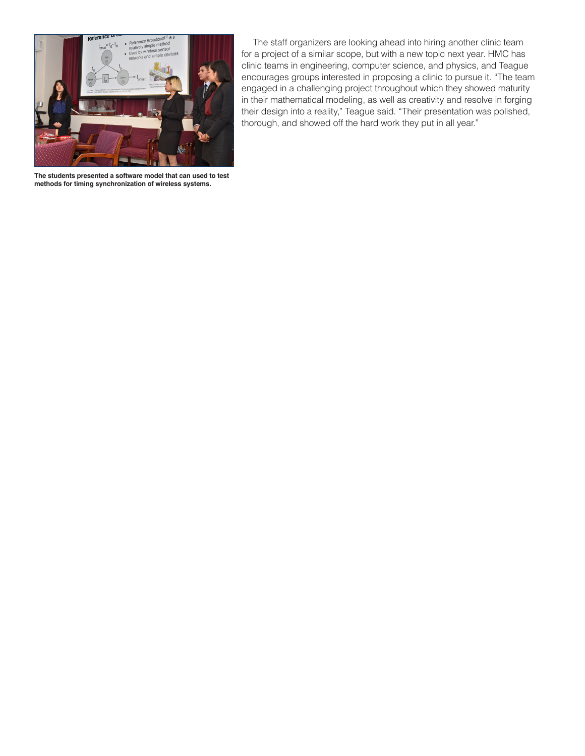The students presented a software model that can used to test methods for timing synchronization of wireless systems.

The staff organizers are looking ahead into hiring another clinic team for a project of a similar scope, but with a new topic next year. HMC has clinic teams in engineering, computer science, and physics, and Teague encourages groups interested in proposing a clinic to pursue it. "The team engaged in a challenging project throughout which they showed maturity in their mathematical modeling, as well as creativity and resolve in forging their design into a reality," Teague said. "Their presentation was polished, thorough, and showed off the hard work they put in all year."